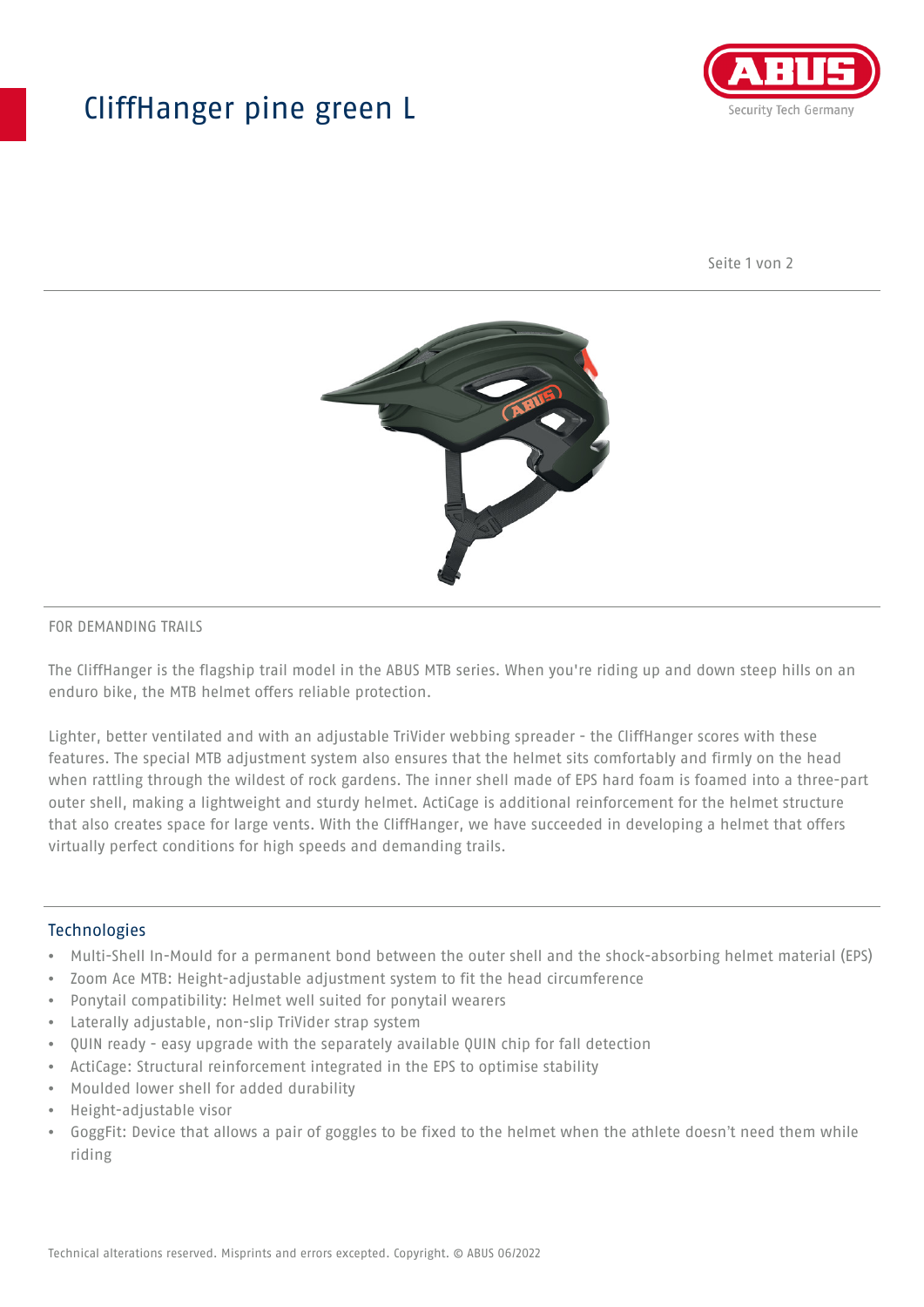# CliffHanger pine green L

FOR DEMANDING TRAILS

The CliffHanger is the flagship trail model in the ABUS MTB series. When you're riding up and down steep hills on an enduro bike, the MTB helmet offers reliable protection.

Lighter, better ventilated and with an adjustable TriVider webbing spreader - the CliffHanger scores with these features. The special MTB adjustment system also ensures that the helmet sits comfortably and firmly on the head when rattling through the wildest of rock gardens. The inner shell made of EPS hard foam is foamed into a three-part outer shell, making a lightweight and sturdy helmet. ActiCage is additional reinforcement for the helmet structure that also creates space for large vents. With the CliffHanger, we have succeeded in developing a helmet that offers virtually perfect conditions for high speeds and demanding trails.

## Technologies

- Multi-Shell In-Mould for a permanent bond between the outer shell and the shock-absorbing helmet material (EPS)
- Zoom Ace MTB: Height-adjustable adjustment system to fit the head circumference
- Ponytail compatibility: Helmet well suited for ponytail wearers
- Laterally adjustable, non-slip TriVider strap system
- QUIN ready - easy upgrade with the separately available QUIN chip for fall detection
- ActiCage: Structural reinforcement integrated in the EPS to optimise stability
- Moulded lower shell for added durability
- Height-adjustable visor
- GoggFit: Device that allows a pair of goggles to be fixed to the helmet when the athlete doesn't need them while riding

Technical alterations reserved. Misprints and errors excepted. Copyright. © ABUS 06/2022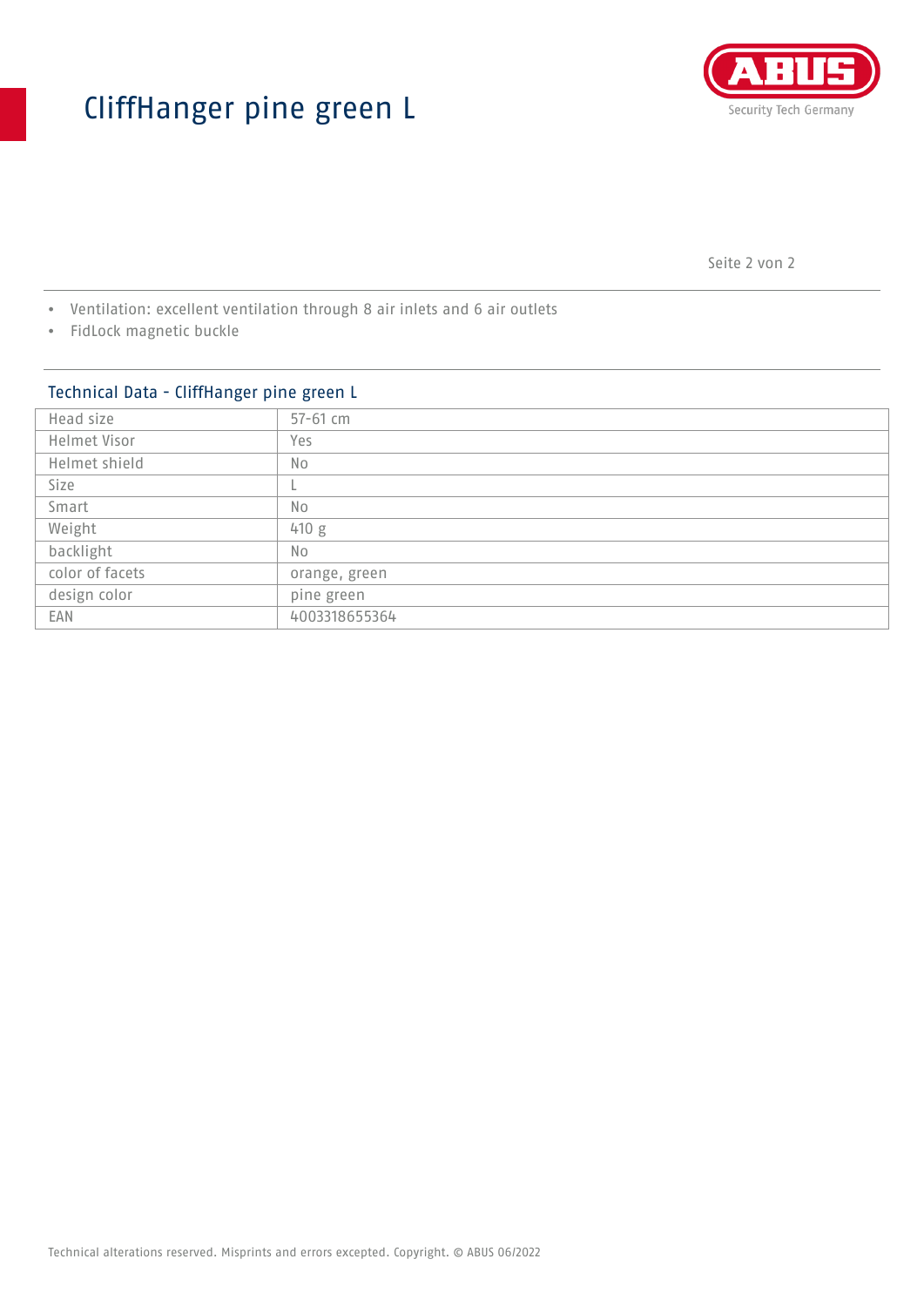- Ventilation: excellent ventilation through 8 air inlets and 6 air outlets
- FidLock magnetic buckle

## Technical Data - CliffHanger pine green L

| | |
|---|---|
| Head size | 57-61 cm |
| Helmet Visor | Yes |
| Helmet shield | No |
| Size | L |
| Smart | No |
| Weight | 410 g |
| backlight | No |
| color of facets | orange, green |
| design color | pine green |
| EAN | 4003318655364 |

Technical alterations reserved. Misprints and errors excepted. Copyright. © ABUS 06/2022